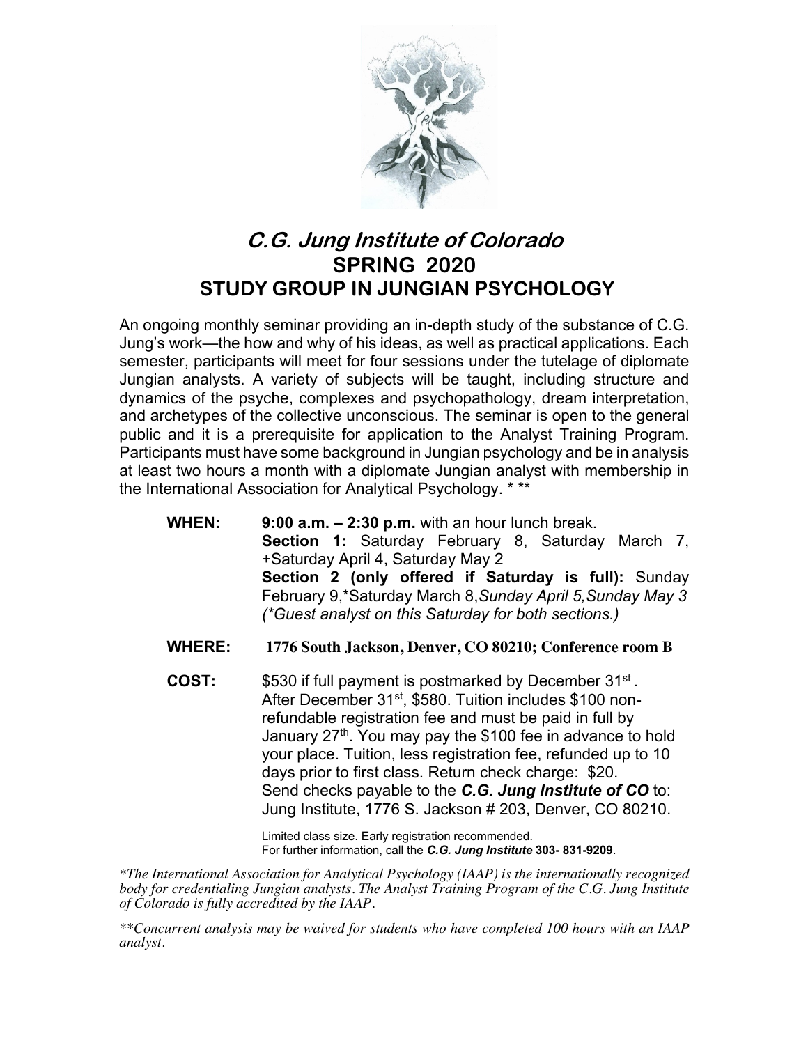# *C.G. Jung Institute of Colorado*

## SPRING 2020

## STUDY GROUP IN JUNGIAN PSYCHOLOGY

An ongoing monthly seminar providing an in-depth study of the substance of C.G. Jung's work—the how and why of his ideas, as well as practical applications. Each semester, participants will meet for four sessions under the tutelage of diplomate Jungian analysts. A variety of subjects will be taught, including structure and dynamics of the psyche, complexes and psychopathology, dream interpretation, and archetypes of the collective unconscious. The seminar is open to the general public and it is a prerequisite for application to the Analyst Training Program. Participants must have some background in Jungian psychology and be in analysis at least two hours a month with a diplomate Jungian analyst with membership in the International Association for Analytical Psychology. * **

**WHEN:** **9:00 a.m. – 2:30 p.m.** with an hour lunch break.
**Section 1:** Saturday February 8, Saturday March 7, +Saturday April 4, Saturday May 2
**Section 2 (only offered if Saturday is full):** Sunday February 9,*Saturday March 8,*Sunday April 5,Sunday May 3*
*(*Guest analyst on this Saturday for both sections.)*

**WHERE:** **1776 South Jackson, Denver, CO 80210; Conference room B**

**COST:** $530 if full payment is postmarked by December 31st. After December 31st, $580. Tuition includes $100 non-refundable registration fee and must be paid in full by January 27th. You may pay the $100 fee in advance to hold your place. Tuition, less registration fee, refunded up to 10 days prior to first class. Return check charge: $20.
Send checks payable to the ***C.G. Jung Institute of CO*** to: Jung Institute, 1776 S. Jackson # 203, Denver, CO 80210.

Limited class size. Early registration recommended.
For further information, call the ***C.G. Jung Institute*** **303- 831-9209**.

**The International Association for Analytical Psychology (IAAP) is the internationally recognized body for credentialing Jungian analysts. The Analyst Training Program of the C.G. Jung Institute of Colorado is fully accredited by the IAAP.*

***Concurrent analysis may be waived for students who have completed 100 hours with an IAAP analyst.*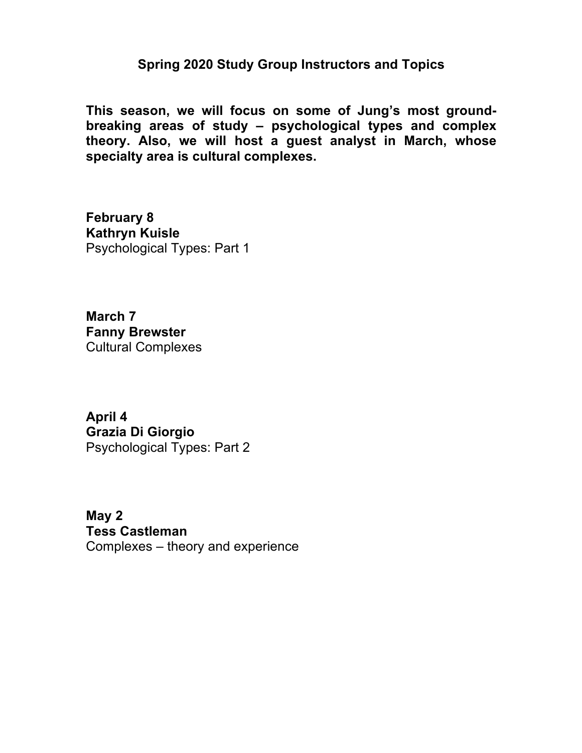## Spring 2020 Study Group Instructors and Topics

**This season, we will focus on some of Jung's most ground-breaking areas of study – psychological types and complex theory. Also, we will host a guest analyst in March, whose specialty area is cultural complexes.**

**February 8**
**Kathryn Kuisle**
Psychological Types: Part 1

**March 7**
**Fanny Brewster**
Cultural Complexes

**April 4**
**Grazia Di Giorgio**
Psychological Types: Part 2

**May 2**
**Tess Castleman**
Complexes – theory and experience